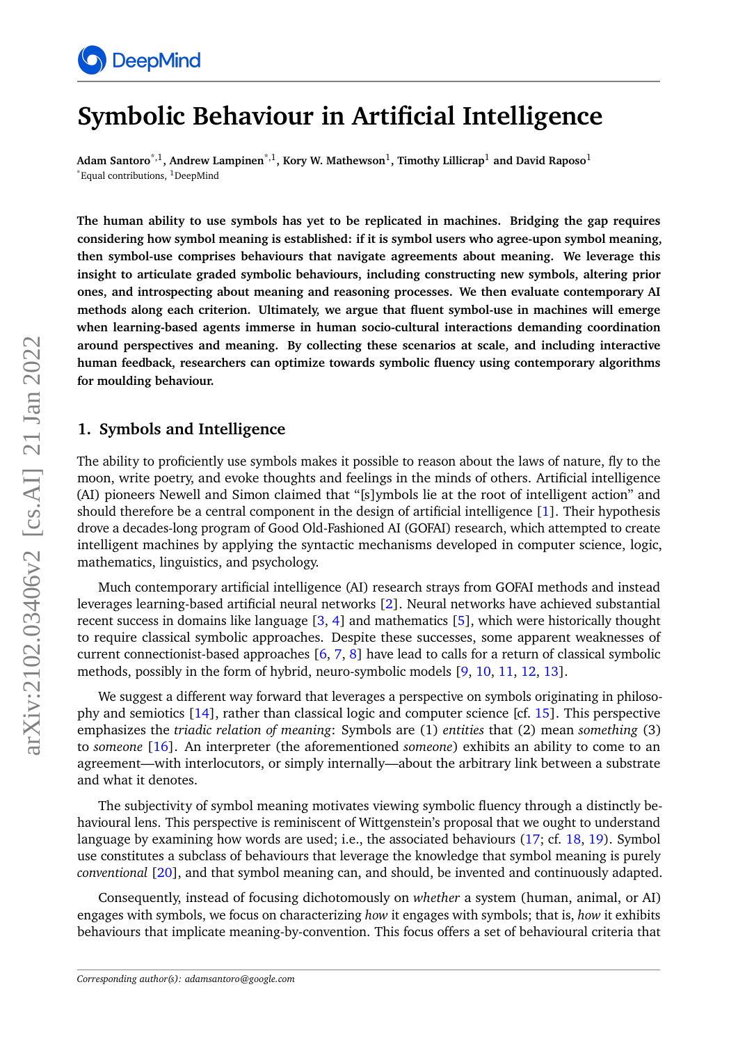# Symbolic Behaviour in Artificial Intelligence

**Adam Santoro**[*,1], **Andrew Lampinen**[*,1], **Kory W. Mathewson**[1], **Timothy Lillicrap**[1] **and David Raposo**[1]

[*]Equal contributions, [1]DeepMind

**The human ability to use symbols has yet to be replicated in machines. Bridging the gap requires considering how symbol meaning is established: if it is symbol users who agree-upon symbol meaning, then symbol-use comprises behaviours that navigate agreements about meaning. We leverage this insight to articulate graded symbolic behaviours, including constructing new symbols, altering prior ones, and introspecting about meaning and reasoning processes. We then evaluate contemporary AI methods along each criterion. Ultimately, we argue that fluent symbol-use in machines will emerge when learning-based agents immerse in human socio-cultural interactions demanding coordination around perspectives and meaning. By collecting these scenarios at scale, and including interactive human feedback, researchers can optimize towards symbolic fluency using contemporary algorithms for moulding behaviour.**

## 1. Symbols and Intelligence

The ability to proficiently use symbols makes it possible to reason about the laws of nature, fly to the moon, write poetry, and evoke thoughts and feelings in the minds of others. Artificial intelligence (AI) pioneers Newell and Simon claimed that "[s]ymbols lie at the root of intelligent action" and should therefore be a central component in the design of artificial intelligence [1]. Their hypothesis drove a decades-long program of Good Old-Fashioned AI (GOFAI) research, which attempted to create intelligent machines by applying the syntactic mechanisms developed in computer science, logic, mathematics, linguistics, and psychology.

Much contemporary artificial intelligence (AI) research strays from GOFAI methods and instead leverages learning-based artificial neural networks [2]. Neural networks have achieved substantial recent success in domains like language [3, 4] and mathematics [5], which were historically thought to require classical symbolic approaches. Despite these successes, some apparent weaknesses of current connectionist-based approaches [6, 7, 8] have lead to calls for a return of classical symbolic methods, possibly in the form of hybrid, neuro-symbolic models [9, 10, 11, 12, 13].

We suggest a different way forward that leverages a perspective on symbols originating in philosophy and semiotics [14], rather than classical logic and computer science [cf. 15]. This perspective emphasizes the *triadic relation of meaning*: Symbols are (1) *entities* that (2) mean *something* (3) to *someone* [16]. An interpreter (the aforementioned *someone*) exhibits an ability to come to an agreement—with interlocutors, or simply internally—about the arbitrary link between a substrate and what it denotes.

The subjectivity of symbol meaning motivates viewing symbolic fluency through a distinctly behavioural lens. This perspective is reminiscent of Wittgenstein's proposal that we ought to understand language by examining how words are used; i.e., the associated behaviours (17; cf. 18, 19). Symbol use constitutes a subclass of behaviours that leverage the knowledge that symbol meaning is purely *conventional* [20], and that symbol meaning can, and should, be invented and continuously adapted.

Consequently, instead of focusing dichotomously on *whether* a system (human, animal, or AI) engages with symbols, we focus on characterizing *how* it engages with symbols; that is, *how* it exhibits behaviours that implicate meaning-by-convention. This focus offers a set of behavioural criteria that

*Corresponding author(s): adamsantoro@google.com*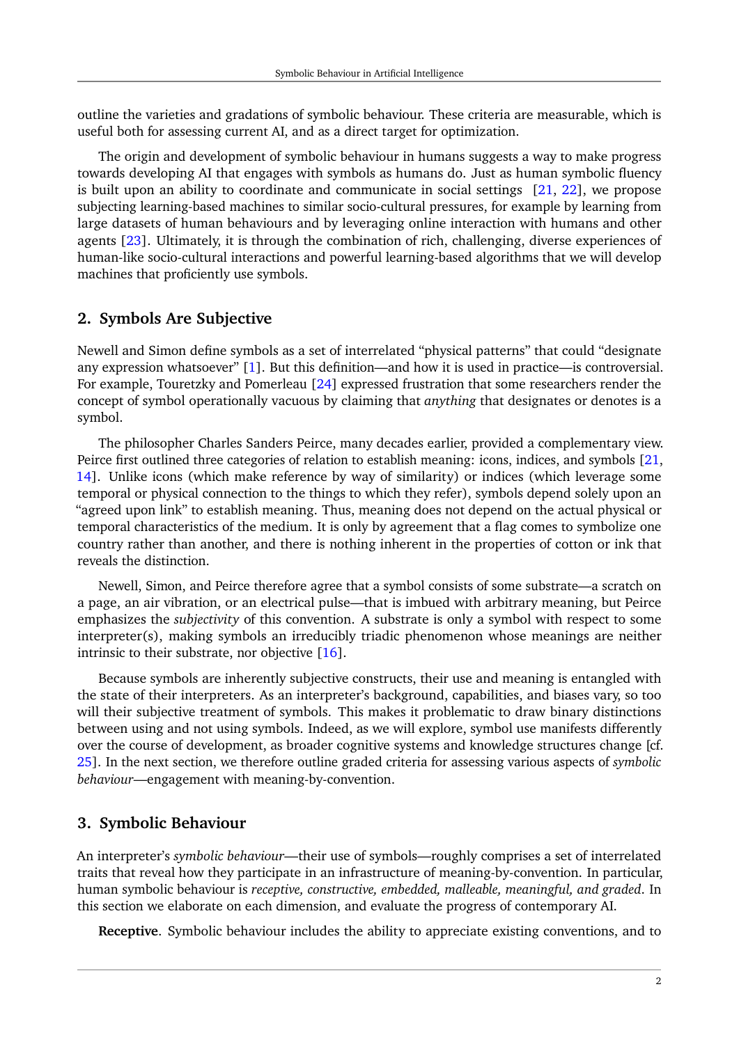outline the varieties and gradations of symbolic behaviour. These criteria are measurable, which is useful both for assessing current AI, and as a direct target for optimization.

The origin and development of symbolic behaviour in humans suggests a way to make progress towards developing AI that engages with symbols as humans do. Just as human symbolic fluency is built upon an ability to coordinate and communicate in social settings [21, 22], we propose subjecting learning-based machines to similar socio-cultural pressures, for example by learning from large datasets of human behaviours and by leveraging online interaction with humans and other agents [23]. Ultimately, it is through the combination of rich, challenging, diverse experiences of human-like socio-cultural interactions and powerful learning-based algorithms that we will develop machines that proficiently use symbols.

## 2. Symbols Are Subjective

Newell and Simon define symbols as a set of interrelated "physical patterns" that could "designate any expression whatsoever" [1]. But this definition—and how it is used in practice—is controversial. For example, Touretzky and Pomerleau [24] expressed frustration that some researchers render the concept of symbol operationally vacuous by claiming that *anything* that designates or denotes is a symbol.

The philosopher Charles Sanders Peirce, many decades earlier, provided a complementary view. Peirce first outlined three categories of relation to establish meaning: icons, indices, and symbols [21, 14]. Unlike icons (which make reference by way of similarity) or indices (which leverage some temporal or physical connection to the things to which they refer), symbols depend solely upon an "agreed upon link" to establish meaning. Thus, meaning does not depend on the actual physical or temporal characteristics of the medium. It is only by agreement that a flag comes to symbolize one country rather than another, and there is nothing inherent in the properties of cotton or ink that reveals the distinction.

Newell, Simon, and Peirce therefore agree that a symbol consists of some substrate—a scratch on a page, an air vibration, or an electrical pulse—that is imbued with arbitrary meaning, but Peirce emphasizes the *subjectivity* of this convention. A substrate is only a symbol with respect to some interpreter(s), making symbols an irreducibly triadic phenomenon whose meanings are neither intrinsic to their substrate, nor objective [16].

Because symbols are inherently subjective constructs, their use and meaning is entangled with the state of their interpreters. As an interpreter's background, capabilities, and biases vary, so too will their subjective treatment of symbols. This makes it problematic to draw binary distinctions between using and not using symbols. Indeed, as we will explore, symbol use manifests differently over the course of development, as broader cognitive systems and knowledge structures change [cf. 25]. In the next section, we therefore outline graded criteria for assessing various aspects of *symbolic behaviour*—engagement with meaning-by-convention.

## 3. Symbolic Behaviour

An interpreter's *symbolic behaviour*—their use of symbols—roughly comprises a set of interrelated traits that reveal how they participate in an infrastructure of meaning-by-convention. In particular, human symbolic behaviour is *receptive, constructive, embedded, malleable, meaningful, and graded*. In this section we elaborate on each dimension, and evaluate the progress of contemporary AI.

**Receptive**. Symbolic behaviour includes the ability to appreciate existing conventions, and to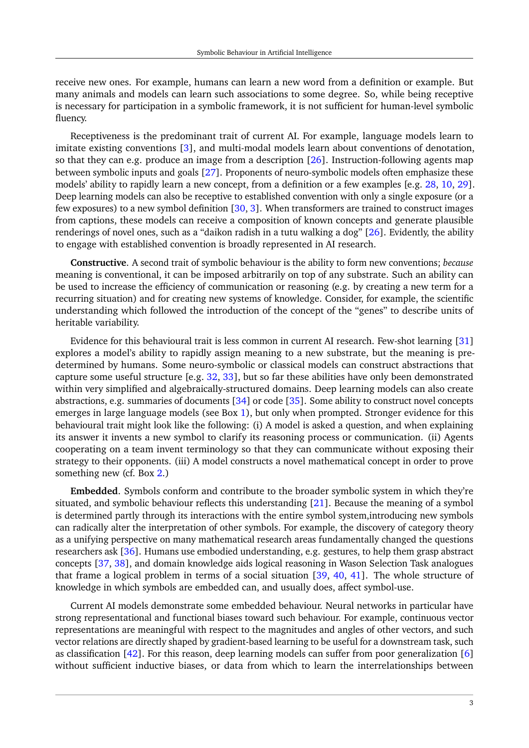receive new ones. For example, humans can learn a new word from a definition or example. But many animals and models can learn such associations to some degree. So, while being receptive is necessary for participation in a symbolic framework, it is not sufficient for human-level symbolic fluency.

Receptiveness is the predominant trait of current AI. For example, language models learn to imitate existing conventions [3], and multi-modal models learn about conventions of denotation, so that they can e.g. produce an image from a description [26]. Instruction-following agents map between symbolic inputs and goals [27]. Proponents of neuro-symbolic models often emphasize these models' ability to rapidly learn a new concept, from a definition or a few examples [e.g. 28, 10, 29]. Deep learning models can also be receptive to established convention with only a single exposure (or a few exposures) to a new symbol definition [30, 3]. When transformers are trained to construct images from captions, these models can receive a composition of known concepts and generate plausible renderings of novel ones, such as a "daikon radish in a tutu walking a dog" [26]. Evidently, the ability to engage with established convention is broadly represented in AI research.

**Constructive**. A second trait of symbolic behaviour is the ability to form new conventions; *because* meaning is conventional, it can be imposed arbitrarily on top of any substrate. Such an ability can be used to increase the efficiency of communication or reasoning (e.g. by creating a new term for a recurring situation) and for creating new systems of knowledge. Consider, for example, the scientific understanding which followed the introduction of the concept of the "genes" to describe units of heritable variability.

Evidence for this behavioural trait is less common in current AI research. Few-shot learning [31] explores a model's ability to rapidly assign meaning to a new substrate, but the meaning is predetermined by humans. Some neuro-symbolic or classical models can construct abstractions that capture some useful structure [e.g. 32, 33], but so far these abilities have only been demonstrated within very simplified and algebraically-structured domains. Deep learning models can also create abstractions, e.g. summaries of documents [34] or code [35]. Some ability to construct novel concepts emerges in large language models (see Box 1), but only when prompted. Stronger evidence for this behavioural trait might look like the following: (i) A model is asked a question, and when explaining its answer it invents a new symbol to clarify its reasoning process or communication. (ii) Agents cooperating on a team invent terminology so that they can communicate without exposing their strategy to their opponents. (iii) A model constructs a novel mathematical concept in order to prove something new (cf. Box 2.)

**Embedded**. Symbols conform and contribute to the broader symbolic system in which they're situated, and symbolic behaviour reflects this understanding [21]. Because the meaning of a symbol is determined partly through its interactions with the entire symbol system,introducing new symbols can radically alter the interpretation of other symbols. For example, the discovery of category theory as a unifying perspective on many mathematical research areas fundamentally changed the questions researchers ask [36]. Humans use embodied understanding, e.g. gestures, to help them grasp abstract concepts [37, 38], and domain knowledge aids logical reasoning in Wason Selection Task analogues that frame a logical problem in terms of a social situation [39, 40, 41]. The whole structure of knowledge in which symbols are embedded can, and usually does, affect symbol-use.

Current AI models demonstrate some embedded behaviour. Neural networks in particular have strong representational and functional biases toward such behaviour. For example, continuous vector representations are meaningful with respect to the magnitudes and angles of other vectors, and such vector relations are directly shaped by gradient-based learning to be useful for a downstream task, such as classification [42]. For this reason, deep learning models can suffer from poor generalization [6] without sufficient inductive biases, or data from which to learn the interrelationships between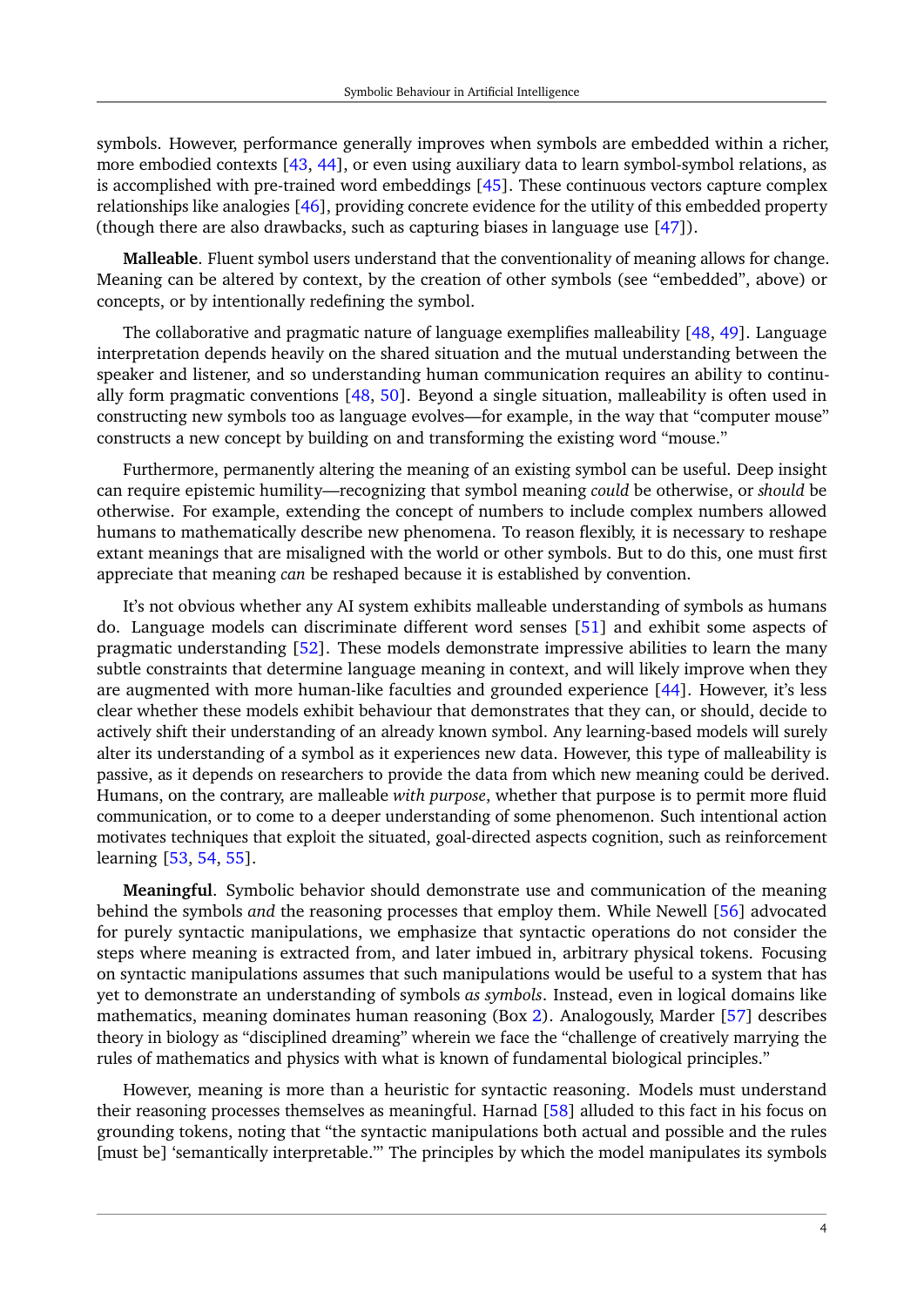symbols. However, performance generally improves when symbols are embedded within a richer, more embodied contexts [43, 44], or even using auxiliary data to learn symbol-symbol relations, as is accomplished with pre-trained word embeddings [45]. These continuous vectors capture complex relationships like analogies [46], providing concrete evidence for the utility of this embedded property (though there are also drawbacks, such as capturing biases in language use [47]).

**Malleable**. Fluent symbol users understand that the conventionality of meaning allows for change. Meaning can be altered by context, by the creation of other symbols (see "embedded", above) or concepts, or by intentionally redefining the symbol.

The collaborative and pragmatic nature of language exemplifies malleability [48, 49]. Language interpretation depends heavily on the shared situation and the mutual understanding between the speaker and listener, and so understanding human communication requires an ability to continually form pragmatic conventions [48, 50]. Beyond a single situation, malleability is often used in constructing new symbols too as language evolves—for example, in the way that "computer mouse" constructs a new concept by building on and transforming the existing word "mouse."

Furthermore, permanently altering the meaning of an existing symbol can be useful. Deep insight can require epistemic humility—recognizing that symbol meaning *could* be otherwise, or *should* be otherwise. For example, extending the concept of numbers to include complex numbers allowed humans to mathematically describe new phenomena. To reason flexibly, it is necessary to reshape extant meanings that are misaligned with the world or other symbols. But to do this, one must first appreciate that meaning *can* be reshaped because it is established by convention.

It's not obvious whether any AI system exhibits malleable understanding of symbols as humans do. Language models can discriminate different word senses [51] and exhibit some aspects of pragmatic understanding [52]. These models demonstrate impressive abilities to learn the many subtle constraints that determine language meaning in context, and will likely improve when they are augmented with more human-like faculties and grounded experience [44]. However, it's less clear whether these models exhibit behaviour that demonstrates that they can, or should, decide to actively shift their understanding of an already known symbol. Any learning-based models will surely alter its understanding of a symbol as it experiences new data. However, this type of malleability is passive, as it depends on researchers to provide the data from which new meaning could be derived. Humans, on the contrary, are malleable *with purpose*, whether that purpose is to permit more fluid communication, or to come to a deeper understanding of some phenomenon. Such intentional action motivates techniques that exploit the situated, goal-directed aspects cognition, such as reinforcement learning [53, 54, 55].

**Meaningful**. Symbolic behavior should demonstrate use and communication of the meaning behind the symbols *and* the reasoning processes that employ them. While Newell [56] advocated for purely syntactic manipulations, we emphasize that syntactic operations do not consider the steps where meaning is extracted from, and later imbued in, arbitrary physical tokens. Focusing on syntactic manipulations assumes that such manipulations would be useful to a system that has yet to demonstrate an understanding of symbols *as symbols*. Instead, even in logical domains like mathematics, meaning dominates human reasoning (Box 2). Analogously, Marder [57] describes theory in biology as "disciplined dreaming" wherein we face the "challenge of creatively marrying the rules of mathematics and physics with what is known of fundamental biological principles."

However, meaning is more than a heuristic for syntactic reasoning. Models must understand their reasoning processes themselves as meaningful. Harnad [58] alluded to this fact in his focus on grounding tokens, noting that "the syntactic manipulations both actual and possible and the rules [must be] 'semantically interpretable.'" The principles by which the model manipulates its symbols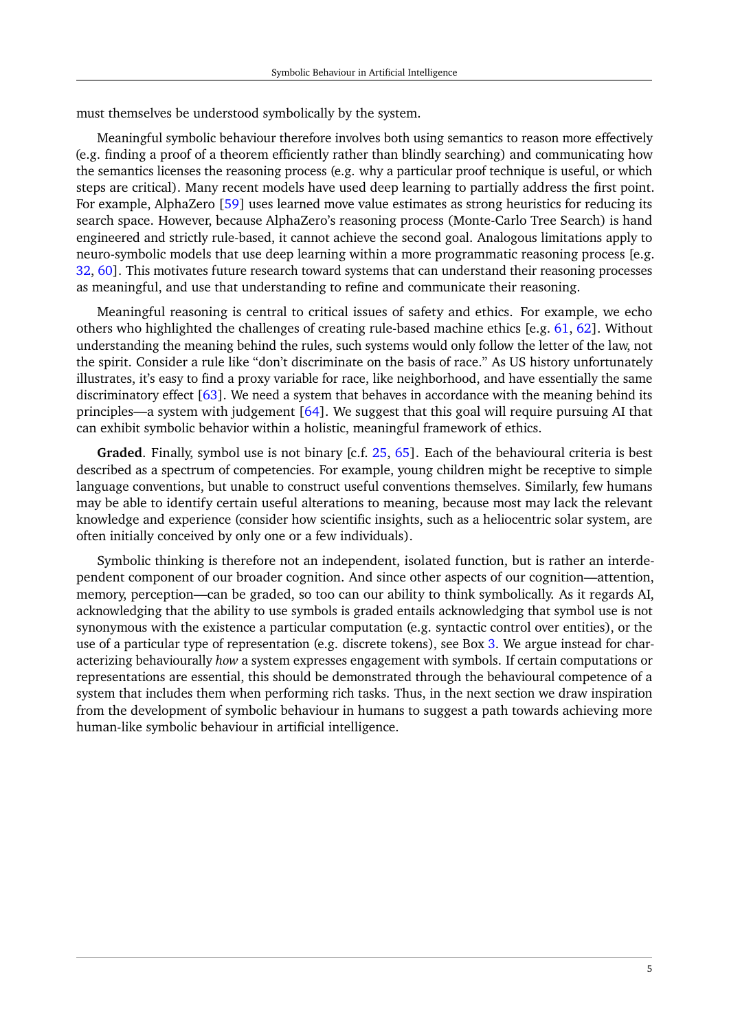must themselves be understood symbolically by the system.

Meaningful symbolic behaviour therefore involves both using semantics to reason more effectively (e.g. finding a proof of a theorem efficiently rather than blindly searching) and communicating how the semantics licenses the reasoning process (e.g. why a particular proof technique is useful, or which steps are critical). Many recent models have used deep learning to partially address the first point. For example, AlphaZero [59] uses learned move value estimates as strong heuristics for reducing its search space. However, because AlphaZero's reasoning process (Monte-Carlo Tree Search) is hand engineered and strictly rule-based, it cannot achieve the second goal. Analogous limitations apply to neuro-symbolic models that use deep learning within a more programmatic reasoning process [e.g. 32, 60]. This motivates future research toward systems that can understand their reasoning processes as meaningful, and use that understanding to refine and communicate their reasoning.

Meaningful reasoning is central to critical issues of safety and ethics. For example, we echo others who highlighted the challenges of creating rule-based machine ethics [e.g. 61, 62]. Without understanding the meaning behind the rules, such systems would only follow the letter of the law, not the spirit. Consider a rule like "don't discriminate on the basis of race." As US history unfortunately illustrates, it's easy to find a proxy variable for race, like neighborhood, and have essentially the same discriminatory effect [63]. We need a system that behaves in accordance with the meaning behind its principles—a system with judgement [64]. We suggest that this goal will require pursuing AI that can exhibit symbolic behavior within a holistic, meaningful framework of ethics.

**Graded**. Finally, symbol use is not binary [c.f. 25, 65]. Each of the behavioural criteria is best described as a spectrum of competencies. For example, young children might be receptive to simple language conventions, but unable to construct useful conventions themselves. Similarly, few humans may be able to identify certain useful alterations to meaning, because most may lack the relevant knowledge and experience (consider how scientific insights, such as a heliocentric solar system, are often initially conceived by only one or a few individuals).

Symbolic thinking is therefore not an independent, isolated function, but is rather an interdependent component of our broader cognition. And since other aspects of our cognition—attention, memory, perception—can be graded, so too can our ability to think symbolically. As it regards AI, acknowledging that the ability to use symbols is graded entails acknowledging that symbol use is not synonymous with the existence a particular computation (e.g. syntactic control over entities), or the use of a particular type of representation (e.g. discrete tokens), see Box 3. We argue instead for characterizing behaviourally *how* a system expresses engagement with symbols. If certain computations or representations are essential, this should be demonstrated through the behavioural competence of a system that includes them when performing rich tasks. Thus, in the next section we draw inspiration from the development of symbolic behaviour in humans to suggest a path towards achieving more human-like symbolic behaviour in artificial intelligence.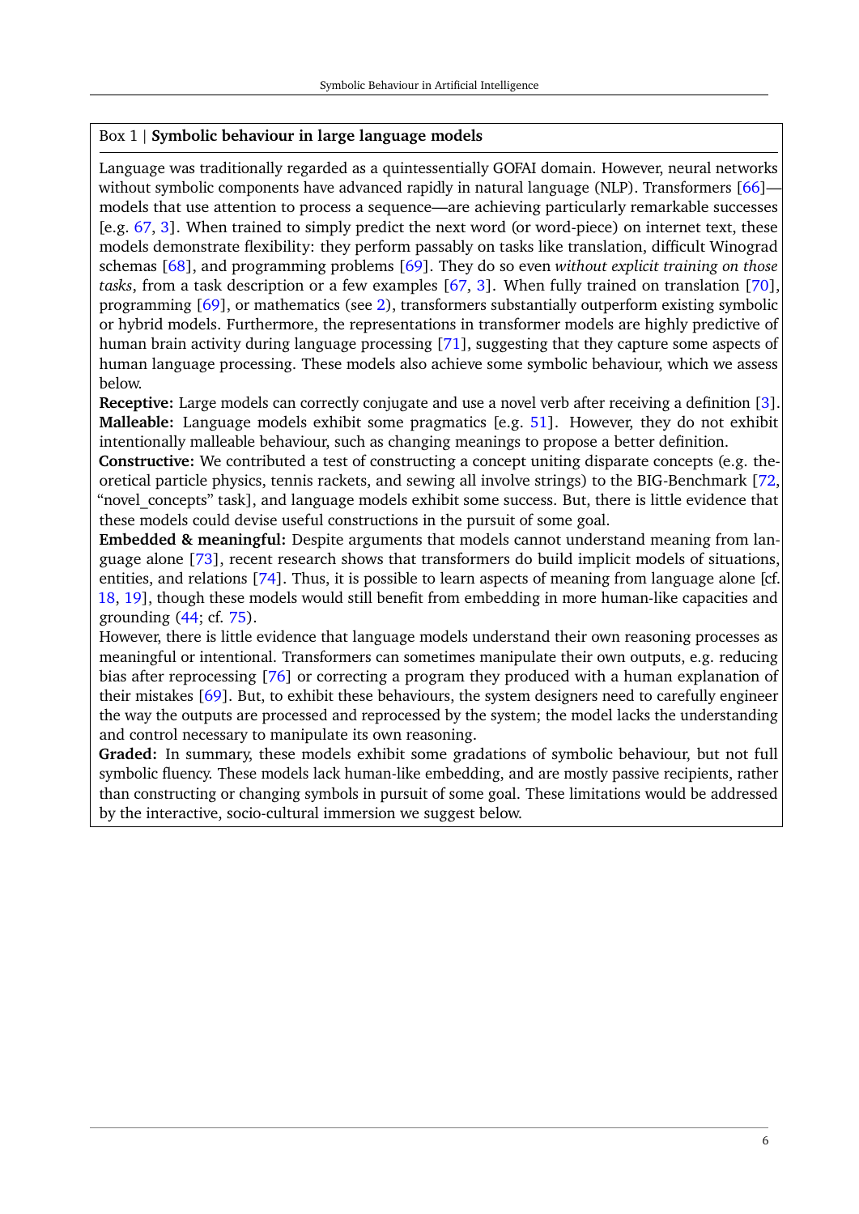Box 1 | **Symbolic behaviour in large language models**

Language was traditionally regarded as a quintessentially GOFAI domain. However, neural networks without symbolic components have advanced rapidly in natural language (NLP). Transformers [66]—models that use attention to process a sequence—are achieving particularly remarkable successes [e.g. 67, 3]. When trained to simply predict the next word (or word-piece) on internet text, these models demonstrate flexibility: they perform passably on tasks like translation, difficult Winograd schemas [68], and programming problems [69]. They do so even *without explicit training on those tasks*, from a task description or a few examples [67, 3]. When fully trained on translation [70], programming [69], or mathematics (see 2), transformers substantially outperform existing symbolic or hybrid models. Furthermore, the representations in transformer models are highly predictive of human brain activity during language processing [71], suggesting that they capture some aspects of human language processing. These models also achieve some symbolic behaviour, which we assess below.

**Receptive:** Large models can correctly conjugate and use a novel verb after receiving a definition [3].

**Malleable:** Language models exhibit some pragmatics [e.g. 51]. However, they do not exhibit intentionally malleable behaviour, such as changing meanings to propose a better definition.

**Constructive:** We contributed a test of constructing a concept uniting disparate concepts (e.g. theoretical particle physics, tennis rackets, and sewing all involve strings) to the BIG-Benchmark [72, "novel_concepts" task], and language models exhibit some success. But, there is little evidence that these models could devise useful constructions in the pursuit of some goal.

**Embedded & meaningful:** Despite arguments that models cannot understand meaning from language alone [73], recent research shows that transformers do build implicit models of situations, entities, and relations [74]. Thus, it is possible to learn aspects of meaning from language alone [cf. 18, 19], though these models would still benefit from embedding in more human-like capacities and grounding (44; cf. 75).

However, there is little evidence that language models understand their own reasoning processes as meaningful or intentional. Transformers can sometimes manipulate their own outputs, e.g. reducing bias after reprocessing [76] or correcting a program they produced with a human explanation of their mistakes [69]. But, to exhibit these behaviours, the system designers need to carefully engineer the way the outputs are processed and reprocessed by the system; the model lacks the understanding and control necessary to manipulate its own reasoning.

**Graded:** In summary, these models exhibit some gradations of symbolic behaviour, but not full symbolic fluency. These models lack human-like embedding, and are mostly passive recipients, rather than constructing or changing symbols in pursuit of some goal. These limitations would be addressed by the interactive, socio-cultural immersion we suggest below.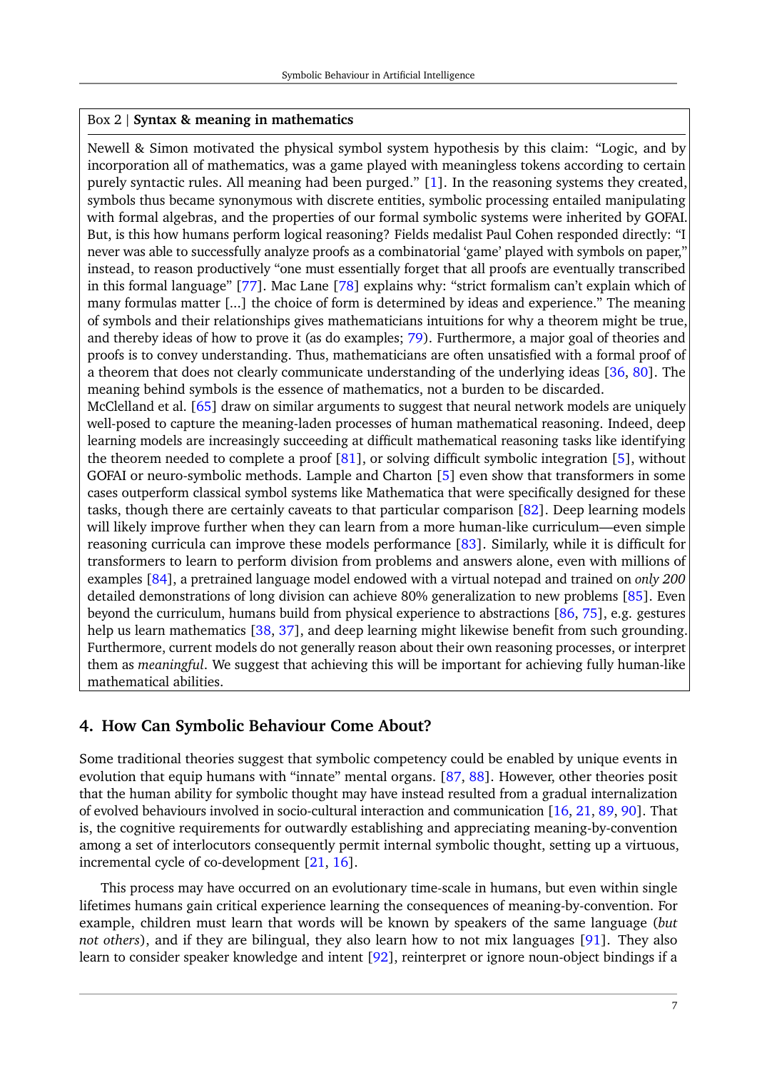Box 2 | **Syntax & meaning in mathematics**

Newell & Simon motivated the physical symbol system hypothesis by this claim: “Logic, and by incorporation all of mathematics, was a game played with meaningless tokens according to certain purely syntactic rules. All meaning had been purged.” [1]. In the reasoning systems they created, symbols thus became synonymous with discrete entities, symbolic processing entailed manipulating with formal algebras, and the properties of our formal symbolic systems were inherited by GOFAI. But, is this how humans perform logical reasoning? Fields medalist Paul Cohen responded directly: “I never was able to successfully analyze proofs as a combinatorial ‘game’ played with symbols on paper,” instead, to reason productively “one must essentially forget that all proofs are eventually transcribed in this formal language” [77]. Mac Lane [78] explains why: “strict formalism can’t explain which of many formulas matter [...] the choice of form is determined by ideas and experience.” The meaning of symbols and their relationships gives mathematicians intuitions for why a theorem might be true, and thereby ideas of how to prove it (as do examples; 79). Furthermore, a major goal of theories and proofs is to convey understanding. Thus, mathematicians are often unsatisfied with a formal proof of a theorem that does not clearly communicate understanding of the underlying ideas [36, 80]. The meaning behind symbols is the essence of mathematics, not a burden to be discarded.

McClelland et al. [65] draw on similar arguments to suggest that neural network models are uniquely well-posed to capture the meaning-laden processes of human mathematical reasoning. Indeed, deep learning models are increasingly succeeding at difficult mathematical reasoning tasks like identifying the theorem needed to complete a proof [81], or solving difficult symbolic integration [5], without GOFAI or neuro-symbolic methods. Lample and Charton [5] even show that transformers in some cases outperform classical symbol systems like Mathematica that were specifically designed for these tasks, though there are certainly caveats to that particular comparison [82]. Deep learning models will likely improve further when they can learn from a more human-like curriculum—even simple reasoning curricula can improve these models performance [83]. Similarly, while it is difficult for transformers to learn to perform division from problems and answers alone, even with millions of examples [84], a pretrained language model endowed with a virtual notepad and trained on *only 200* detailed demonstrations of long division can achieve 80% generalization to new problems [85]. Even beyond the curriculum, humans build from physical experience to abstractions [86, 75], e.g. gestures help us learn mathematics [38, 37], and deep learning might likewise benefit from such grounding. Furthermore, current models do not generally reason about their own reasoning processes, or interpret them as *meaningful*. We suggest that achieving this will be important for achieving fully human-like mathematical abilities.

## 4. How Can Symbolic Behaviour Come About?

Some traditional theories suggest that symbolic competency could be enabled by unique events in evolution that equip humans with “innate” mental organs. [87, 88]. However, other theories posit that the human ability for symbolic thought may have instead resulted from a gradual internalization of evolved behaviours involved in socio-cultural interaction and communication [16, 21, 89, 90]. That is, the cognitive requirements for outwardly establishing and appreciating meaning-by-convention among a set of interlocutors consequently permit internal symbolic thought, setting up a virtuous, incremental cycle of co-development [21, 16].

This process may have occurred on an evolutionary time-scale in humans, but even within single lifetimes humans gain critical experience learning the consequences of meaning-by-convention. For example, children must learn that words will be known by speakers of the same language (*but not others*), and if they are bilingual, they also learn how to not mix languages [91]. They also learn to consider speaker knowledge and intent [92], reinterpret or ignore noun-object bindings if a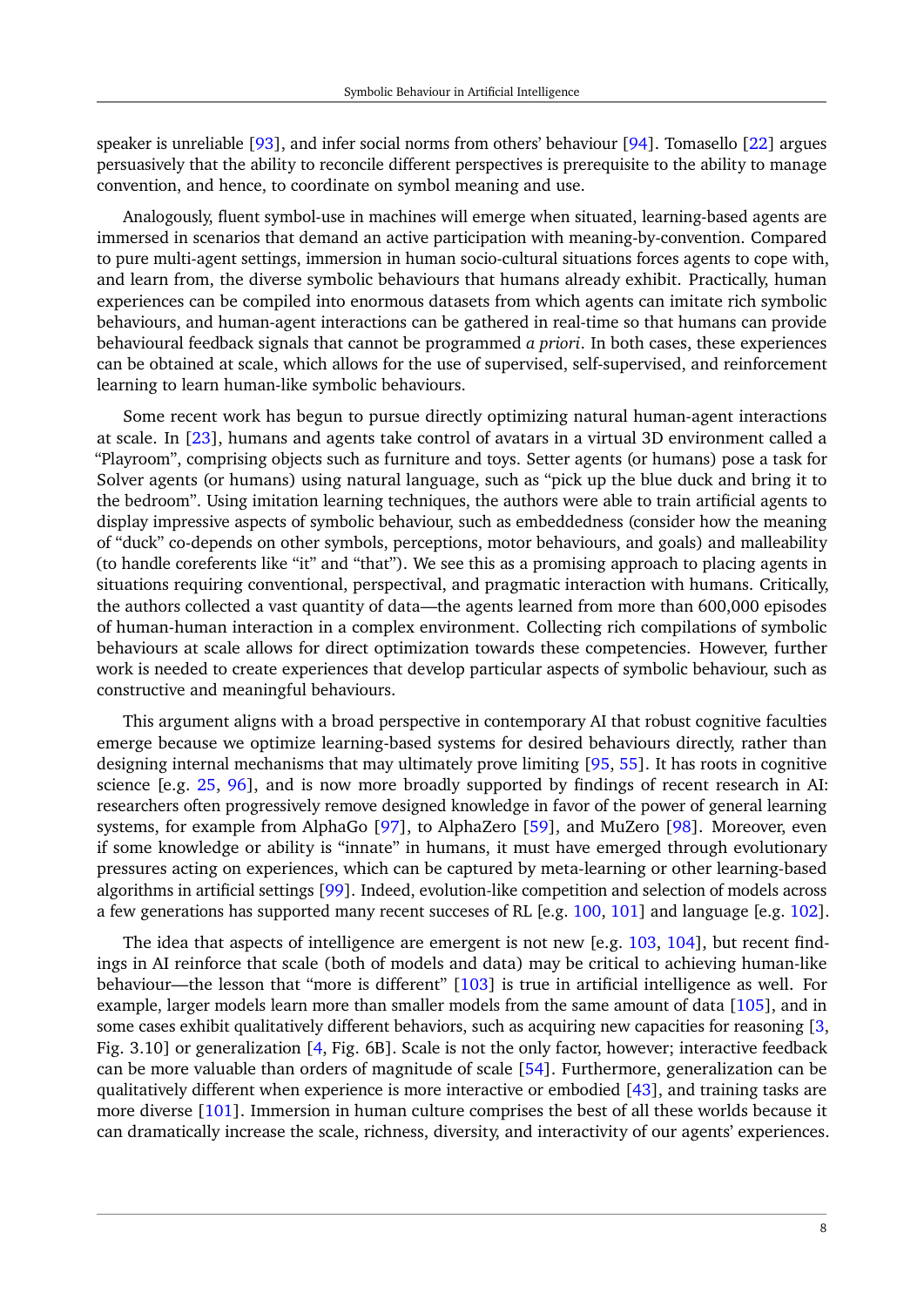speaker is unreliable [93], and infer social norms from others' behaviour [94]. Tomasello [22] argues persuasively that the ability to reconcile different perspectives is prerequisite to the ability to manage convention, and hence, to coordinate on symbol meaning and use.

Analogously, fluent symbol-use in machines will emerge when situated, learning-based agents are immersed in scenarios that demand an active participation with meaning-by-convention. Compared to pure multi-agent settings, immersion in human socio-cultural situations forces agents to cope with, and learn from, the diverse symbolic behaviours that humans already exhibit. Practically, human experiences can be compiled into enormous datasets from which agents can imitate rich symbolic behaviours, and human-agent interactions can be gathered in real-time so that humans can provide behavioural feedback signals that cannot be programmed *a priori*. In both cases, these experiences can be obtained at scale, which allows for the use of supervised, self-supervised, and reinforcement learning to learn human-like symbolic behaviours.

Some recent work has begun to pursue directly optimizing natural human-agent interactions at scale. In [23], humans and agents take control of avatars in a virtual 3D environment called a "Playroom", comprising objects such as furniture and toys. Setter agents (or humans) pose a task for Solver agents (or humans) using natural language, such as "pick up the blue duck and bring it to the bedroom". Using imitation learning techniques, the authors were able to train artificial agents to display impressive aspects of symbolic behaviour, such as embeddedness (consider how the meaning of "duck" co-depends on other symbols, perceptions, motor behaviours, and goals) and malleability (to handle coreferents like "it" and "that"). We see this as a promising approach to placing agents in situations requiring conventional, perspectival, and pragmatic interaction with humans. Critically, the authors collected a vast quantity of data—the agents learned from more than 600,000 episodes of human-human interaction in a complex environment. Collecting rich compilations of symbolic behaviours at scale allows for direct optimization towards these competencies. However, further work is needed to create experiences that develop particular aspects of symbolic behaviour, such as constructive and meaningful behaviours.

This argument aligns with a broad perspective in contemporary AI that robust cognitive faculties emerge because we optimize learning-based systems for desired behaviours directly, rather than designing internal mechanisms that may ultimately prove limiting [95, 55]. It has roots in cognitive science [e.g. 25, 96], and is now more broadly supported by findings of recent research in AI: researchers often progressively remove designed knowledge in favor of the power of general learning systems, for example from AlphaGo [97], to AlphaZero [59], and MuZero [98]. Moreover, even if some knowledge or ability is "innate" in humans, it must have emerged through evolutionary pressures acting on experiences, which can be captured by meta-learning or other learning-based algorithms in artificial settings [99]. Indeed, evolution-like competition and selection of models across a few generations has supported many recent succeses of RL [e.g. 100, 101] and language [e.g. 102].

The idea that aspects of intelligence are emergent is not new [e.g. 103, 104], but recent findings in AI reinforce that scale (both of models and data) may be critical to achieving human-like behaviour—the lesson that "more is different" [103] is true in artificial intelligence as well. For example, larger models learn more than smaller models from the same amount of data [105], and in some cases exhibit qualitatively different behaviors, such as acquiring new capacities for reasoning [3, Fig. 3.10] or generalization [4, Fig. 6B]. Scale is not the only factor, however; interactive feedback can be more valuable than orders of magnitude of scale [54]. Furthermore, generalization can be qualitatively different when experience is more interactive or embodied [43], and training tasks are more diverse [101]. Immersion in human culture comprises the best of all these worlds because it can dramatically increase the scale, richness, diversity, and interactivity of our agents' experiences.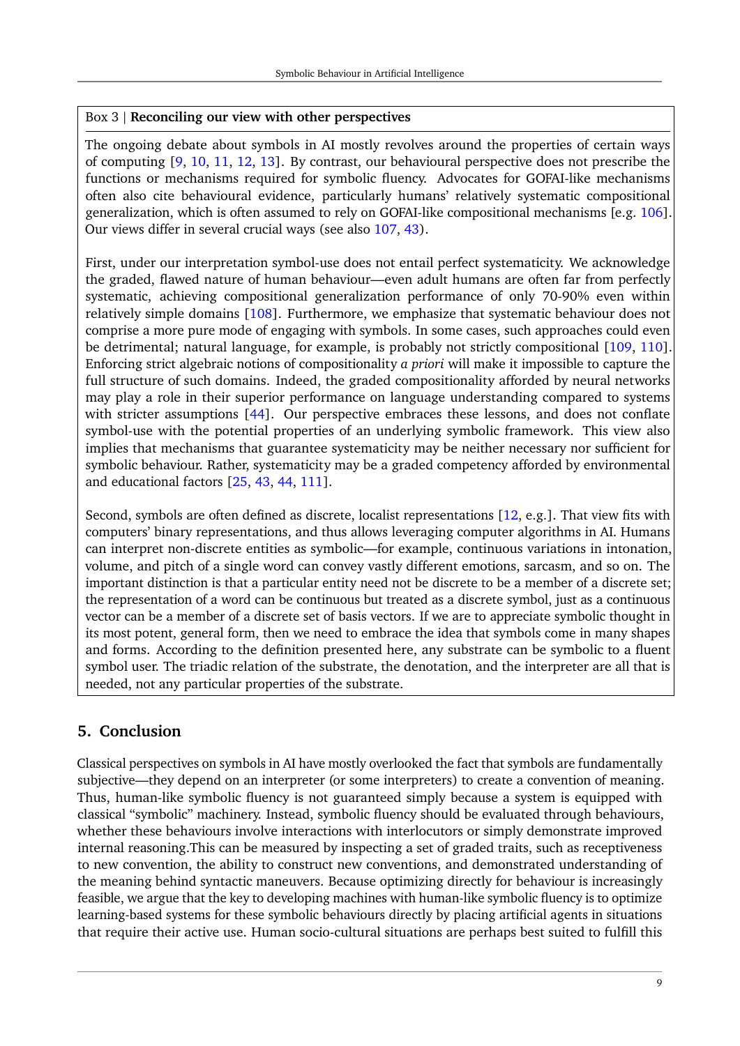**Box 3 | Reconciling our view with other perspectives**

The ongoing debate about symbols in AI mostly revolves around the properties of certain ways of computing [9, 10, 11, 12, 13]. By contrast, our behavioural perspective does not prescribe the functions or mechanisms required for symbolic fluency. Advocates for GOFAI-like mechanisms often also cite behavioural evidence, particularly humans' relatively systematic compositional generalization, which is often assumed to rely on GOFAI-like compositional mechanisms [e.g. 106]. Our views differ in several crucial ways (see also 107, 43).

First, under our interpretation symbol-use does not entail perfect systematicity. We acknowledge the graded, flawed nature of human behaviour—even adult humans are often far from perfectly systematic, achieving compositional generalization performance of only 70-90% even within relatively simple domains [108]. Furthermore, we emphasize that systematic behaviour does not comprise a more pure mode of engaging with symbols. In some cases, such approaches could even be detrimental; natural language, for example, is probably not strictly compositional [109, 110]. Enforcing strict algebraic notions of compositionality *a priori* will make it impossible to capture the full structure of such domains. Indeed, the graded compositionality afforded by neural networks may play a role in their superior performance on language understanding compared to systems with stricter assumptions [44]. Our perspective embraces these lessons, and does not conflate symbol-use with the potential properties of an underlying symbolic framework. This view also implies that mechanisms that guarantee systematicity may be neither necessary nor sufficient for symbolic behaviour. Rather, systematicity may be a graded competency afforded by environmental and educational factors [25, 43, 44, 111].

Second, symbols are often defined as discrete, localist representations [12, e.g.]. That view fits with computers' binary representations, and thus allows leveraging computer algorithms in AI. Humans can interpret non-discrete entities as symbolic—for example, continuous variations in intonation, volume, and pitch of a single word can convey vastly different emotions, sarcasm, and so on. The important distinction is that a particular entity need not be discrete to be a member of a discrete set; the representation of a word can be continuous but treated as a discrete symbol, just as a continuous vector can be a member of a discrete set of basis vectors. If we are to appreciate symbolic thought in its most potent, general form, then we need to embrace the idea that symbols come in many shapes and forms. According to the definition presented here, any substrate can be symbolic to a fluent symbol user. The triadic relation of the substrate, the denotation, and the interpreter are all that is needed, not any particular properties of the substrate.

## 5. Conclusion

Classical perspectives on symbols in AI have mostly overlooked the fact that symbols are fundamentally subjective—they depend on an interpreter (or some interpreters) to create a convention of meaning. Thus, human-like symbolic fluency is not guaranteed simply because a system is equipped with classical "symbolic" machinery. Instead, symbolic fluency should be evaluated through behaviours, whether these behaviours involve interactions with interlocutors or simply demonstrate improved internal reasoning.This can be measured by inspecting a set of graded traits, such as receptiveness to new convention, the ability to construct new conventions, and demonstrated understanding of the meaning behind syntactic maneuvers. Because optimizing directly for behaviour is increasingly feasible, we argue that the key to developing machines with human-like symbolic fluency is to optimize learning-based systems for these symbolic behaviours directly by placing artificial agents in situations that require their active use. Human socio-cultural situations are perhaps best suited to fulfill this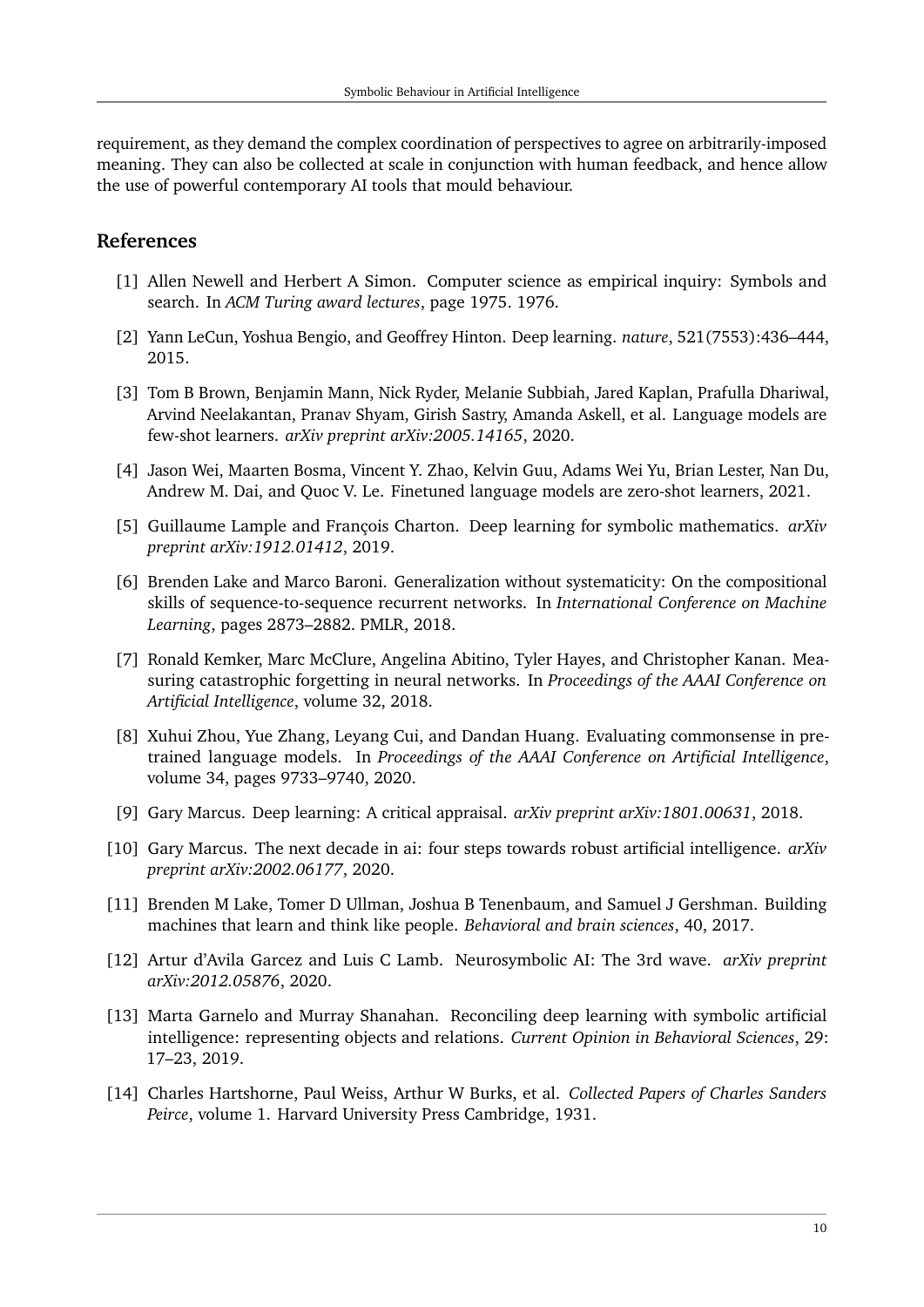requirement, as they demand the complex coordination of perspectives to agree on arbitrarily-imposed meaning. They can also be collected at scale in conjunction with human feedback, and hence allow the use of powerful contemporary AI tools that mould behaviour.

## References

[1] Allen Newell and Herbert A Simon. Computer science as empirical inquiry: Symbols and search. In *ACM Turing award lectures*, page 1975. 1976.

[2] Yann LeCun, Yoshua Bengio, and Geoffrey Hinton. Deep learning. *nature*, 521(7553):436–444, 2015.

[3] Tom B Brown, Benjamin Mann, Nick Ryder, Melanie Subbiah, Jared Kaplan, Prafulla Dhariwal, Arvind Neelakantan, Pranav Shyam, Girish Sastry, Amanda Askell, et al. Language models are few-shot learners. *arXiv preprint arXiv:2005.14165*, 2020.

[4] Jason Wei, Maarten Bosma, Vincent Y. Zhao, Kelvin Guu, Adams Wei Yu, Brian Lester, Nan Du, Andrew M. Dai, and Quoc V. Le. Finetuned language models are zero-shot learners, 2021.

[5] Guillaume Lample and François Charton. Deep learning for symbolic mathematics. *arXiv preprint arXiv:1912.01412*, 2019.

[6] Brenden Lake and Marco Baroni. Generalization without systematicity: On the compositional skills of sequence-to-sequence recurrent networks. In *International Conference on Machine Learning*, pages 2873–2882. PMLR, 2018.

[7] Ronald Kemker, Marc McClure, Angelina Abitino, Tyler Hayes, and Christopher Kanan. Measuring catastrophic forgetting in neural networks. In *Proceedings of the AAAI Conference on Artificial Intelligence*, volume 32, 2018.

[8] Xuhui Zhou, Yue Zhang, Leyang Cui, and Dandan Huang. Evaluating commonsense in pre-trained language models. In *Proceedings of the AAAI Conference on Artificial Intelligence*, volume 34, pages 9733–9740, 2020.

[9] Gary Marcus. Deep learning: A critical appraisal. *arXiv preprint arXiv:1801.00631*, 2018.

[10] Gary Marcus. The next decade in ai: four steps towards robust artificial intelligence. *arXiv preprint arXiv:2002.06177*, 2020.

[11] Brenden M Lake, Tomer D Ullman, Joshua B Tenenbaum, and Samuel J Gershman. Building machines that learn and think like people. *Behavioral and brain sciences*, 40, 2017.

[12] Artur d'Avila Garcez and Luis C Lamb. Neurosymbolic AI: The 3rd wave. *arXiv preprint arXiv:2012.05876*, 2020.

[13] Marta Garnelo and Murray Shanahan. Reconciling deep learning with symbolic artificial intelligence: representing objects and relations. *Current Opinion in Behavioral Sciences*, 29: 17–23, 2019.

[14] Charles Hartshorne, Paul Weiss, Arthur W Burks, et al. *Collected Papers of Charles Sanders Peirce*, volume 1. Harvard University Press Cambridge, 1931.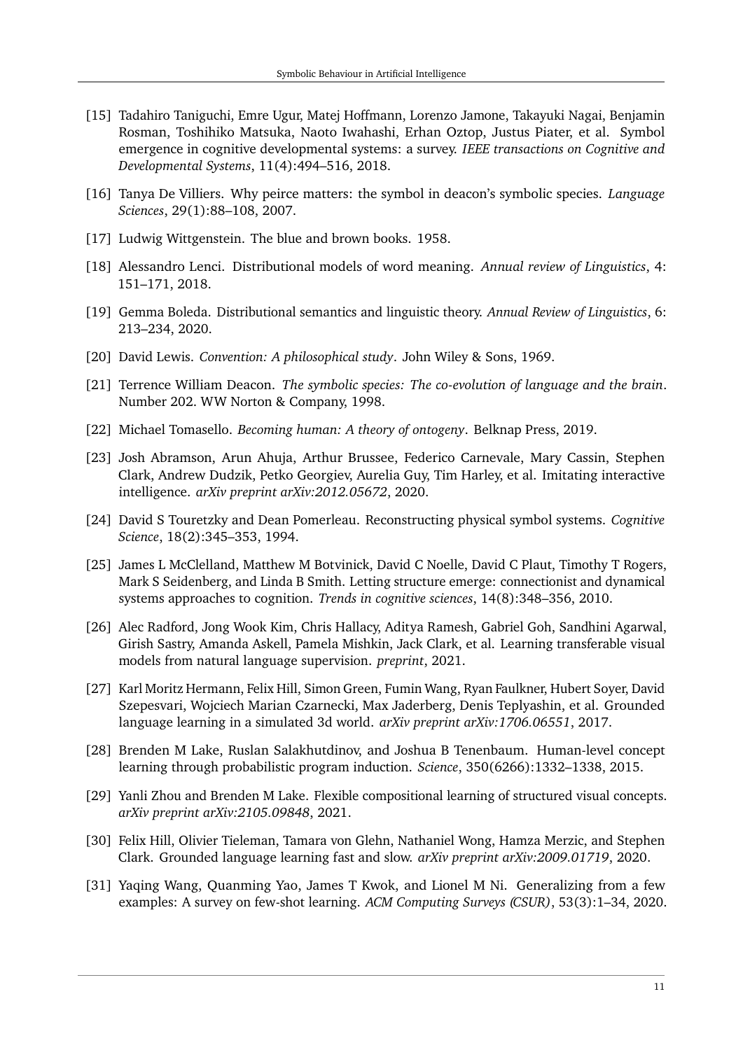[15] Tadahiro Taniguchi, Emre Ugur, Matej Hoffmann, Lorenzo Jamone, Takayuki Nagai, Benjamin Rosman, Toshihiko Matsuka, Naoto Iwahashi, Erhan Oztop, Justus Piater, et al. Symbol emergence in cognitive developmental systems: a survey. *IEEE transactions on Cognitive and Developmental Systems*, 11(4):494–516, 2018.

[16] Tanya De Villiers. Why peirce matters: the symbol in deacon's symbolic species. *Language Sciences*, 29(1):88–108, 2007.

[17] Ludwig Wittgenstein. The blue and brown books. 1958.

[18] Alessandro Lenci. Distributional models of word meaning. *Annual review of Linguistics*, 4: 151–171, 2018.

[19] Gemma Boleda. Distributional semantics and linguistic theory. *Annual Review of Linguistics*, 6: 213–234, 2020.

[20] David Lewis. *Convention: A philosophical study*. John Wiley & Sons, 1969.

[21] Terrence William Deacon. *The symbolic species: The co-evolution of language and the brain*. Number 202. WW Norton & Company, 1998.

[22] Michael Tomasello. *Becoming human: A theory of ontogeny*. Belknap Press, 2019.

[23] Josh Abramson, Arun Ahuja, Arthur Brussee, Federico Carnevale, Mary Cassin, Stephen Clark, Andrew Dudzik, Petko Georgiev, Aurelia Guy, Tim Harley, et al. Imitating interactive intelligence. *arXiv preprint arXiv:2012.05672*, 2020.

[24] David S Touretzky and Dean Pomerleau. Reconstructing physical symbol systems. *Cognitive Science*, 18(2):345–353, 1994.

[25] James L McClelland, Matthew M Botvinick, David C Noelle, David C Plaut, Timothy T Rogers, Mark S Seidenberg, and Linda B Smith. Letting structure emerge: connectionist and dynamical systems approaches to cognition. *Trends in cognitive sciences*, 14(8):348–356, 2010.

[26] Alec Radford, Jong Wook Kim, Chris Hallacy, Aditya Ramesh, Gabriel Goh, Sandhini Agarwal, Girish Sastry, Amanda Askell, Pamela Mishkin, Jack Clark, et al. Learning transferable visual models from natural language supervision. *preprint*, 2021.

[27] Karl Moritz Hermann, Felix Hill, Simon Green, Fumin Wang, Ryan Faulkner, Hubert Soyer, David Szepesvari, Wojciech Marian Czarnecki, Max Jaderberg, Denis Teplyashin, et al. Grounded language learning in a simulated 3d world. *arXiv preprint arXiv:1706.06551*, 2017.

[28] Brenden M Lake, Ruslan Salakhutdinov, and Joshua B Tenenbaum. Human-level concept learning through probabilistic program induction. *Science*, 350(6266):1332–1338, 2015.

[29] Yanli Zhou and Brenden M Lake. Flexible compositional learning of structured visual concepts. *arXiv preprint arXiv:2105.09848*, 2021.

[30] Felix Hill, Olivier Tieleman, Tamara von Glehn, Nathaniel Wong, Hamza Merzic, and Stephen Clark. Grounded language learning fast and slow. *arXiv preprint arXiv:2009.01719*, 2020.

[31] Yaqing Wang, Quanming Yao, James T Kwok, and Lionel M Ni. Generalizing from a few examples: A survey on few-shot learning. *ACM Computing Surveys (CSUR)*, 53(3):1–34, 2020.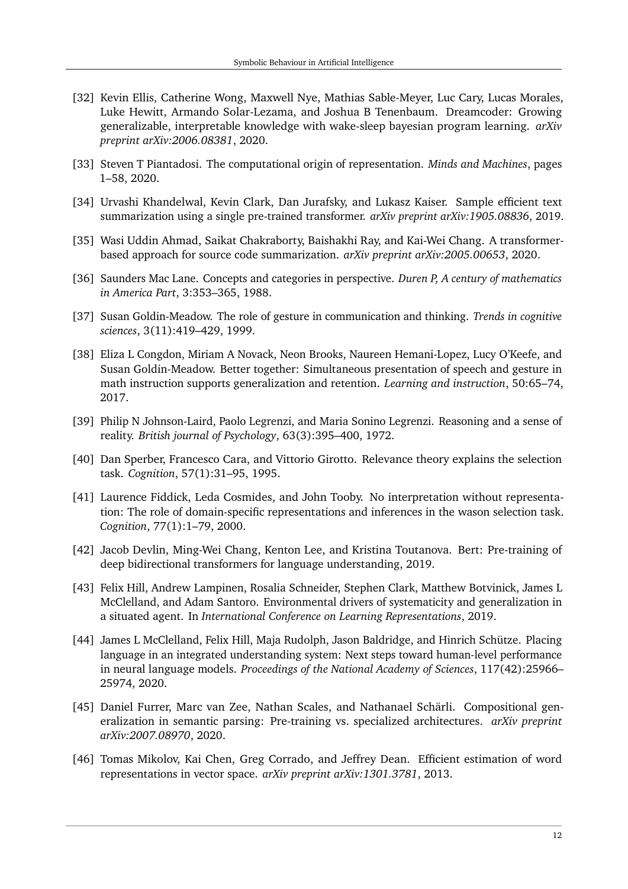[32] Kevin Ellis, Catherine Wong, Maxwell Nye, Mathias Sable-Meyer, Luc Cary, Lucas Morales, Luke Hewitt, Armando Solar-Lezama, and Joshua B Tenenbaum. Dreamcoder: Growing generalizable, interpretable knowledge with wake-sleep bayesian program learning. *arXiv preprint arXiv:2006.08381*, 2020.

[33] Steven T Piantadosi. The computational origin of representation. *Minds and Machines*, pages 1–58, 2020.

[34] Urvashi Khandelwal, Kevin Clark, Dan Jurafsky, and Lukasz Kaiser. Sample efficient text summarization using a single pre-trained transformer. *arXiv preprint arXiv:1905.08836*, 2019.

[35] Wasi Uddin Ahmad, Saikat Chakraborty, Baishakhi Ray, and Kai-Wei Chang. A transformer-based approach for source code summarization. *arXiv preprint arXiv:2005.00653*, 2020.

[36] Saunders Mac Lane. Concepts and categories in perspective. *Duren P, A century of mathematics in America Part*, 3:353–365, 1988.

[37] Susan Goldin-Meadow. The role of gesture in communication and thinking. *Trends in cognitive sciences*, 3(11):419–429, 1999.

[38] Eliza L Congdon, Miriam A Novack, Neon Brooks, Naureen Hemani-Lopez, Lucy O'Keefe, and Susan Goldin-Meadow. Better together: Simultaneous presentation of speech and gesture in math instruction supports generalization and retention. *Learning and instruction*, 50:65–74, 2017.

[39] Philip N Johnson-Laird, Paolo Legrenzi, and Maria Sonino Legrenzi. Reasoning and a sense of reality. *British journal of Psychology*, 63(3):395–400, 1972.

[40] Dan Sperber, Francesco Cara, and Vittorio Girotto. Relevance theory explains the selection task. *Cognition*, 57(1):31–95, 1995.

[41] Laurence Fiddick, Leda Cosmides, and John Tooby. No interpretation without representation: The role of domain-specific representations and inferences in the wason selection task. *Cognition*, 77(1):1–79, 2000.

[42] Jacob Devlin, Ming-Wei Chang, Kenton Lee, and Kristina Toutanova. Bert: Pre-training of deep bidirectional transformers for language understanding, 2019.

[43] Felix Hill, Andrew Lampinen, Rosalia Schneider, Stephen Clark, Matthew Botvinick, James L McClelland, and Adam Santoro. Environmental drivers of systematicity and generalization in a situated agent. In *International Conference on Learning Representations*, 2019.

[44] James L McClelland, Felix Hill, Maja Rudolph, Jason Baldridge, and Hinrich Schütze. Placing language in an integrated understanding system: Next steps toward human-level performance in neural language models. *Proceedings of the National Academy of Sciences*, 117(42):25966–25974, 2020.

[45] Daniel Furrer, Marc van Zee, Nathan Scales, and Nathanael Schärli. Compositional generalization in semantic parsing: Pre-training vs. specialized architectures. *arXiv preprint arXiv:2007.08970*, 2020.

[46] Tomas Mikolov, Kai Chen, Greg Corrado, and Jeffrey Dean. Efficient estimation of word representations in vector space. *arXiv preprint arXiv:1301.3781*, 2013.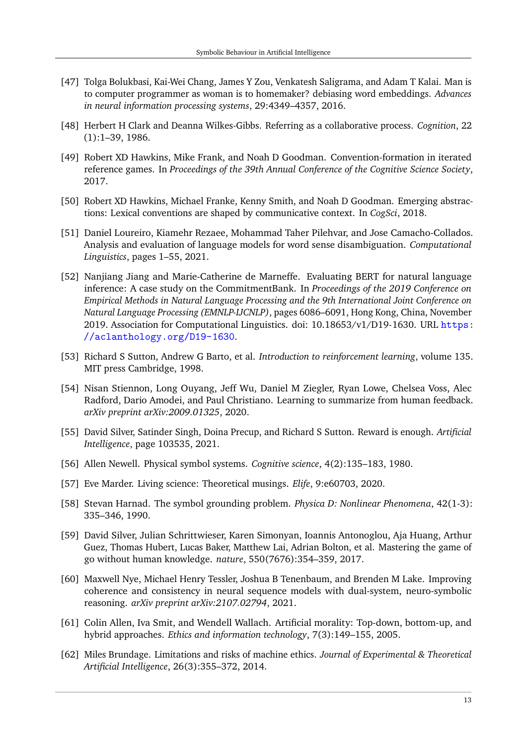[47] Tolga Bolukbasi, Kai-Wei Chang, James Y Zou, Venkatesh Saligrama, and Adam T Kalai. Man is to computer programmer as woman is to homemaker? debiasing word embeddings. *Advances in neural information processing systems*, 29:4349–4357, 2016.

[48] Herbert H Clark and Deanna Wilkes-Gibbs. Referring as a collaborative process. *Cognition*, 22 (1):1–39, 1986.

[49] Robert XD Hawkins, Mike Frank, and Noah D Goodman. Convention-formation in iterated reference games. In *Proceedings of the 39th Annual Conference of the Cognitive Science Society*, 2017.

[50] Robert XD Hawkins, Michael Franke, Kenny Smith, and Noah D Goodman. Emerging abstractions: Lexical conventions are shaped by communicative context. In *CogSci*, 2018.

[51] Daniel Loureiro, Kiamehr Rezaee, Mohammad Taher Pilehvar, and Jose Camacho-Collados. Analysis and evaluation of language models for word sense disambiguation. *Computational Linguistics*, pages 1–55, 2021.

[52] Nanjiang Jiang and Marie-Catherine de Marneffe. Evaluating BERT for natural language inference: A case study on the CommitmentBank. In *Proceedings of the 2019 Conference on Empirical Methods in Natural Language Processing and the 9th International Joint Conference on Natural Language Processing (EMNLP-IJCNLP)*, pages 6086–6091, Hong Kong, China, November 2019. Association for Computational Linguistics. doi: 10.18653/v1/D19-1630. URL https://aclanthology.org/D19-1630.

[53] Richard S Sutton, Andrew G Barto, et al. *Introduction to reinforcement learning*, volume 135. MIT press Cambridge, 1998.

[54] Nisan Stiennon, Long Ouyang, Jeff Wu, Daniel M Ziegler, Ryan Lowe, Chelsea Voss, Alec Radford, Dario Amodei, and Paul Christiano. Learning to summarize from human feedback. *arXiv preprint arXiv:2009.01325*, 2020.

[55] David Silver, Satinder Singh, Doina Precup, and Richard S Sutton. Reward is enough. *Artificial Intelligence*, page 103535, 2021.

[56] Allen Newell. Physical symbol systems. *Cognitive science*, 4(2):135–183, 1980.

[57] Eve Marder. Living science: Theoretical musings. *Elife*, 9:e60703, 2020.

[58] Stevan Harnad. The symbol grounding problem. *Physica D: Nonlinear Phenomena*, 42(1-3): 335–346, 1990.

[59] David Silver, Julian Schrittwieser, Karen Simonyan, Ioannis Antonoglou, Aja Huang, Arthur Guez, Thomas Hubert, Lucas Baker, Matthew Lai, Adrian Bolton, et al. Mastering the game of go without human knowledge. *nature*, 550(7676):354–359, 2017.

[60] Maxwell Nye, Michael Henry Tessler, Joshua B Tenenbaum, and Brenden M Lake. Improving coherence and consistency in neural sequence models with dual-system, neuro-symbolic reasoning. *arXiv preprint arXiv:2107.02794*, 2021.

[61] Colin Allen, Iva Smit, and Wendell Wallach. Artificial morality: Top-down, bottom-up, and hybrid approaches. *Ethics and information technology*, 7(3):149–155, 2005.

[62] Miles Brundage. Limitations and risks of machine ethics. *Journal of Experimental & Theoretical Artificial Intelligence*, 26(3):355–372, 2014.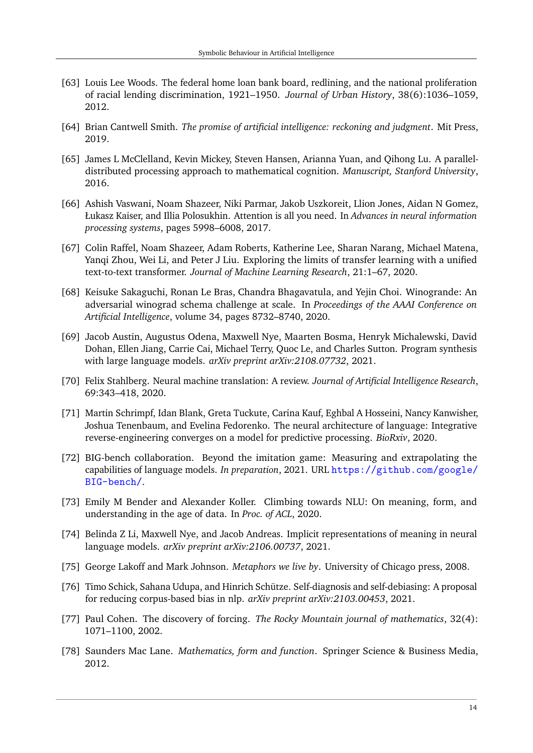[63] Louis Lee Woods. The federal home loan bank board, redlining, and the national proliferation of racial lending discrimination, 1921–1950. *Journal of Urban History*, 38(6):1036–1059, 2012.

[64] Brian Cantwell Smith. *The promise of artificial intelligence: reckoning and judgment*. Mit Press, 2019.

[65] James L McClelland, Kevin Mickey, Steven Hansen, Arianna Yuan, and Qihong Lu. A parallel-distributed processing approach to mathematical cognition. *Manuscript, Stanford University*, 2016.

[66] Ashish Vaswani, Noam Shazeer, Niki Parmar, Jakob Uszkoreit, Llion Jones, Aidan N Gomez, Łukasz Kaiser, and Illia Polosukhin. Attention is all you need. In *Advances in neural information processing systems*, pages 5998–6008, 2017.

[67] Colin Raffel, Noam Shazeer, Adam Roberts, Katherine Lee, Sharan Narang, Michael Matena, Yanqi Zhou, Wei Li, and Peter J Liu. Exploring the limits of transfer learning with a unified text-to-text transformer. *Journal of Machine Learning Research*, 21:1–67, 2020.

[68] Keisuke Sakaguchi, Ronan Le Bras, Chandra Bhagavatula, and Yejin Choi. Winogrande: An adversarial winograd schema challenge at scale. In *Proceedings of the AAAI Conference on Artificial Intelligence*, volume 34, pages 8732–8740, 2020.

[69] Jacob Austin, Augustus Odena, Maxwell Nye, Maarten Bosma, Henryk Michalewski, David Dohan, Ellen Jiang, Carrie Cai, Michael Terry, Quoc Le, and Charles Sutton. Program synthesis with large language models. *arXiv preprint arXiv:2108.07732*, 2021.

[70] Felix Stahlberg. Neural machine translation: A review. *Journal of Artificial Intelligence Research*, 69:343–418, 2020.

[71] Martin Schrimpf, Idan Blank, Greta Tuckute, Carina Kauf, Eghbal A Hosseini, Nancy Kanwisher, Joshua Tenenbaum, and Evelina Fedorenko. The neural architecture of language: Integrative reverse-engineering converges on a model for predictive processing. *BioRxiv*, 2020.

[72] BIG-bench collaboration. Beyond the imitation game: Measuring and extrapolating the capabilities of language models. *In preparation*, 2021. URL https://github.com/google/BIG-bench/.

[73] Emily M Bender and Alexander Koller. Climbing towards NLU: On meaning, form, and understanding in the age of data. In *Proc. of ACL*, 2020.

[74] Belinda Z Li, Maxwell Nye, and Jacob Andreas. Implicit representations of meaning in neural language models. *arXiv preprint arXiv:2106.00737*, 2021.

[75] George Lakoff and Mark Johnson. *Metaphors we live by*. University of Chicago press, 2008.

[76] Timo Schick, Sahana Udupa, and Hinrich Schütze. Self-diagnosis and self-debiasing: A proposal for reducing corpus-based bias in nlp. *arXiv preprint arXiv:2103.00453*, 2021.

[77] Paul Cohen. The discovery of forcing. *The Rocky Mountain journal of mathematics*, 32(4): 1071–1100, 2002.

[78] Saunders Mac Lane. *Mathematics, form and function*. Springer Science & Business Media, 2012.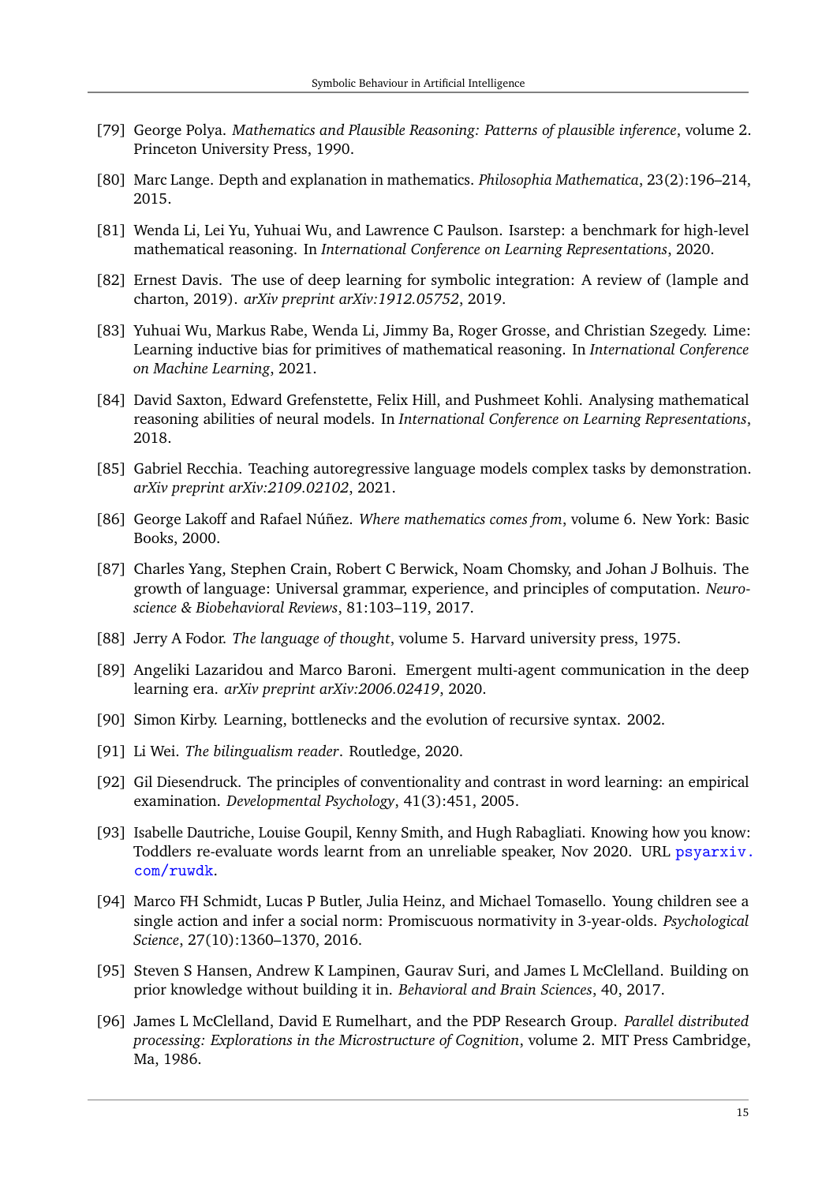[79] George Polya. *Mathematics and Plausible Reasoning: Patterns of plausible inference*, volume 2. Princeton University Press, 1990.

[80] Marc Lange. Depth and explanation in mathematics. *Philosophia Mathematica*, 23(2):196–214, 2015.

[81] Wenda Li, Lei Yu, Yuhuai Wu, and Lawrence C Paulson. Isarstep: a benchmark for high-level mathematical reasoning. In *International Conference on Learning Representations*, 2020.

[82] Ernest Davis. The use of deep learning for symbolic integration: A review of (lample and charton, 2019). *arXiv preprint arXiv:1912.05752*, 2019.

[83] Yuhuai Wu, Markus Rabe, Wenda Li, Jimmy Ba, Roger Grosse, and Christian Szegedy. Lime: Learning inductive bias for primitives of mathematical reasoning. In *International Conference on Machine Learning*, 2021.

[84] David Saxton, Edward Grefenstette, Felix Hill, and Pushmeet Kohli. Analysing mathematical reasoning abilities of neural models. In *International Conference on Learning Representations*, 2018.

[85] Gabriel Recchia. Teaching autoregressive language models complex tasks by demonstration. *arXiv preprint arXiv:2109.02102*, 2021.

[86] George Lakoff and Rafael Núñez. *Where mathematics comes from*, volume 6. New York: Basic Books, 2000.

[87] Charles Yang, Stephen Crain, Robert C Berwick, Noam Chomsky, and Johan J Bolhuis. The growth of language: Universal grammar, experience, and principles of computation. *Neuroscience & Biobehavioral Reviews*, 81:103–119, 2017.

[88] Jerry A Fodor. *The language of thought*, volume 5. Harvard university press, 1975.

[89] Angeliki Lazaridou and Marco Baroni. Emergent multi-agent communication in the deep learning era. *arXiv preprint arXiv:2006.02419*, 2020.

[90] Simon Kirby. Learning, bottlenecks and the evolution of recursive syntax. 2002.

[91] Li Wei. *The bilingualism reader*. Routledge, 2020.

[92] Gil Diesendruck. The principles of conventionality and contrast in word learning: an empirical examination. *Developmental Psychology*, 41(3):451, 2005.

[93] Isabelle Dautriche, Louise Goupil, Kenny Smith, and Hugh Rabagliati. Knowing how you know: Toddlers re-evaluate words learnt from an unreliable speaker, Nov 2020. URL psyarxiv.com/ruwdk.

[94] Marco FH Schmidt, Lucas P Butler, Julia Heinz, and Michael Tomasello. Young children see a single action and infer a social norm: Promiscuous normativity in 3-year-olds. *Psychological Science*, 27(10):1360–1370, 2016.

[95] Steven S Hansen, Andrew K Lampinen, Gaurav Suri, and James L McClelland. Building on prior knowledge without building it in. *Behavioral and Brain Sciences*, 40, 2017.

[96] James L McClelland, David E Rumelhart, and the PDP Research Group. *Parallel distributed processing: Explorations in the Microstructure of Cognition*, volume 2. MIT Press Cambridge, Ma, 1986.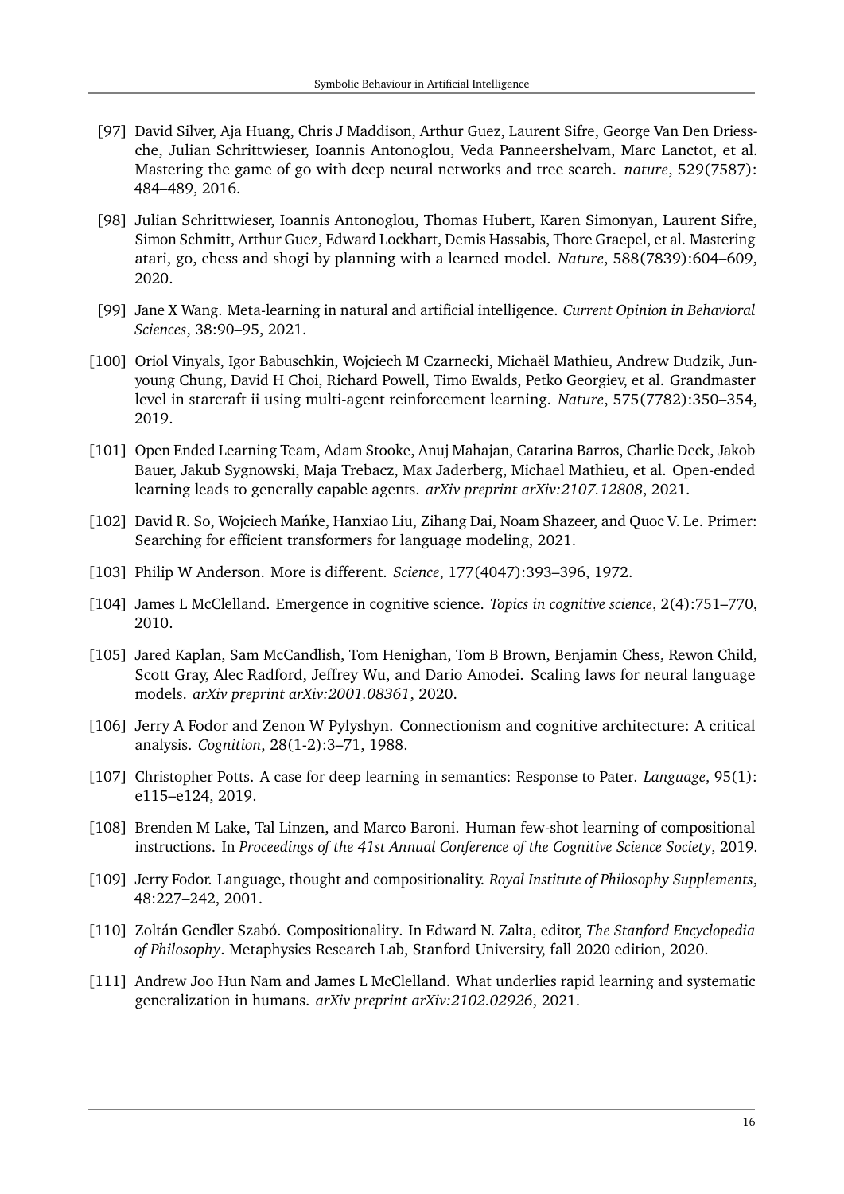[97] David Silver, Aja Huang, Chris J Maddison, Arthur Guez, Laurent Sifre, George Van Den Driessche, Julian Schrittwieser, Ioannis Antonoglou, Veda Panneershelvam, Marc Lanctot, et al. Mastering the game of go with deep neural networks and tree search. *nature*, 529(7587): 484–489, 2016.

[98] Julian Schrittwieser, Ioannis Antonoglou, Thomas Hubert, Karen Simonyan, Laurent Sifre, Simon Schmitt, Arthur Guez, Edward Lockhart, Demis Hassabis, Thore Graepel, et al. Mastering atari, go, chess and shogi by planning with a learned model. *Nature*, 588(7839):604–609, 2020.

[99] Jane X Wang. Meta-learning in natural and artificial intelligence. *Current Opinion in Behavioral Sciences*, 38:90–95, 2021.

[100] Oriol Vinyals, Igor Babuschkin, Wojciech M Czarnecki, Michaël Mathieu, Andrew Dudzik, Junyoung Chung, David H Choi, Richard Powell, Timo Ewalds, Petko Georgiev, et al. Grandmaster level in starcraft ii using multi-agent reinforcement learning. *Nature*, 575(7782):350–354, 2019.

[101] Open Ended Learning Team, Adam Stooke, Anuj Mahajan, Catarina Barros, Charlie Deck, Jakob Bauer, Jakub Sygnowski, Maja Trebacz, Max Jaderberg, Michael Mathieu, et al. Open-ended learning leads to generally capable agents. *arXiv preprint arXiv:2107.12808*, 2021.

[102] David R. So, Wojciech Mańke, Hanxiao Liu, Zihang Dai, Noam Shazeer, and Quoc V. Le. Primer: Searching for efficient transformers for language modeling, 2021.

[103] Philip W Anderson. More is different. *Science*, 177(4047):393–396, 1972.

[104] James L McClelland. Emergence in cognitive science. *Topics in cognitive science*, 2(4):751–770, 2010.

[105] Jared Kaplan, Sam McCandlish, Tom Henighan, Tom B Brown, Benjamin Chess, Rewon Child, Scott Gray, Alec Radford, Jeffrey Wu, and Dario Amodei. Scaling laws for neural language models. *arXiv preprint arXiv:2001.08361*, 2020.

[106] Jerry A Fodor and Zenon W Pylyshyn. Connectionism and cognitive architecture: A critical analysis. *Cognition*, 28(1-2):3–71, 1988.

[107] Christopher Potts. A case for deep learning in semantics: Response to Pater. *Language*, 95(1): e115–e124, 2019.

[108] Brenden M Lake, Tal Linzen, and Marco Baroni. Human few-shot learning of compositional instructions. In *Proceedings of the 41st Annual Conference of the Cognitive Science Society*, 2019.

[109] Jerry Fodor. Language, thought and compositionality. *Royal Institute of Philosophy Supplements*, 48:227–242, 2001.

[110] Zoltán Gendler Szabó. Compositionality. In Edward N. Zalta, editor, *The Stanford Encyclopedia of Philosophy*. Metaphysics Research Lab, Stanford University, fall 2020 edition, 2020.

[111] Andrew Joo Hun Nam and James L McClelland. What underlies rapid learning and systematic generalization in humans. *arXiv preprint arXiv:2102.02926*, 2021.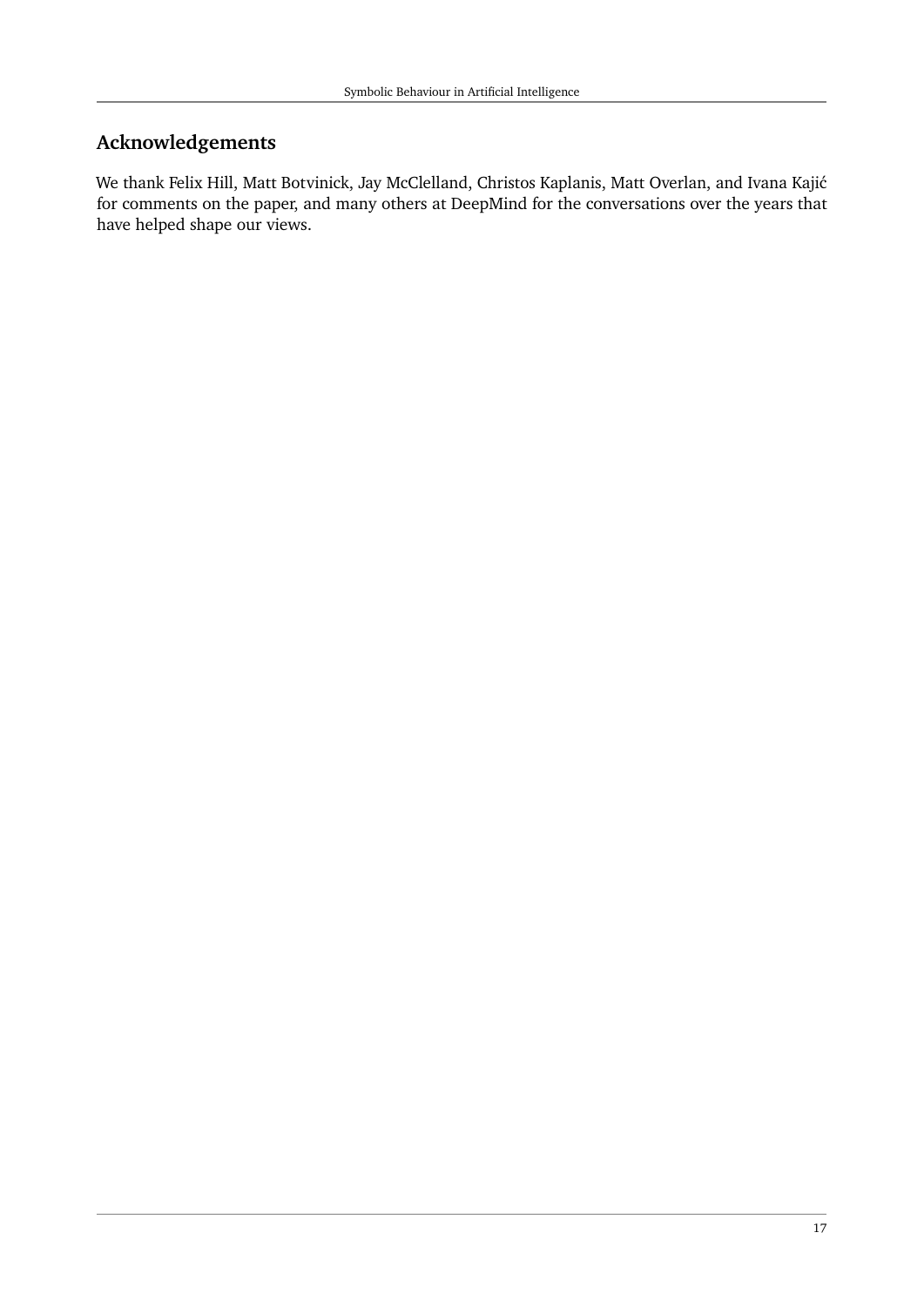## Acknowledgements

We thank Felix Hill, Matt Botvinick, Jay McClelland, Christos Kaplanis, Matt Overlan, and Ivana Kajić for comments on the paper, and many others at DeepMind for the conversations over the years that have helped shape our views.